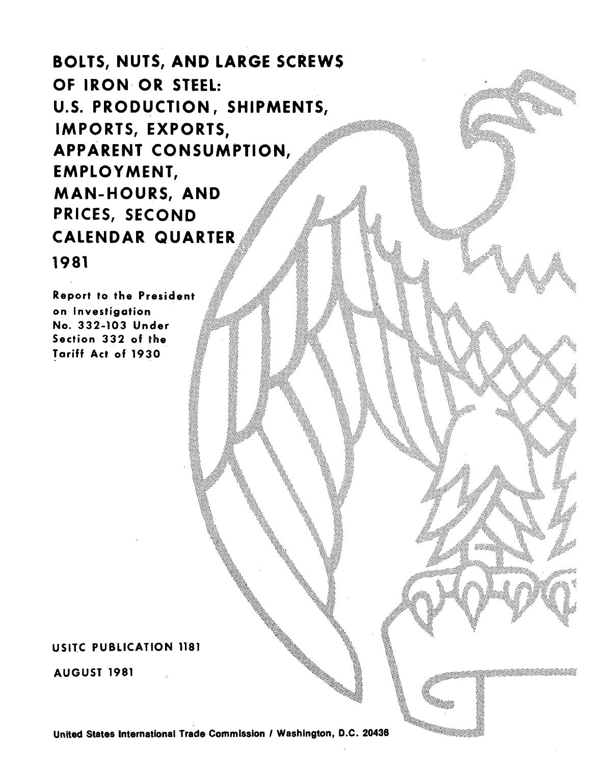# BOLTS, NUTS, AND LARGE SCREWS OF IRON OR STEEL: U.S. PRODUCTION, SHIPMENTS, IMPORTS, EXPORTS, APPARENT CONSUMPTION, EMPLOYMENT, MAN-HOURS, AND PRICES, SECOND CALENDAR QUARTER 1981

Report to the President on Investigation No. 332-103 Under Section 332 of the Tariff Act of 1930

USITC PUBLICATION 1181

AUGUST 1981

United States International Trade Commission / Washington, D.C. 20436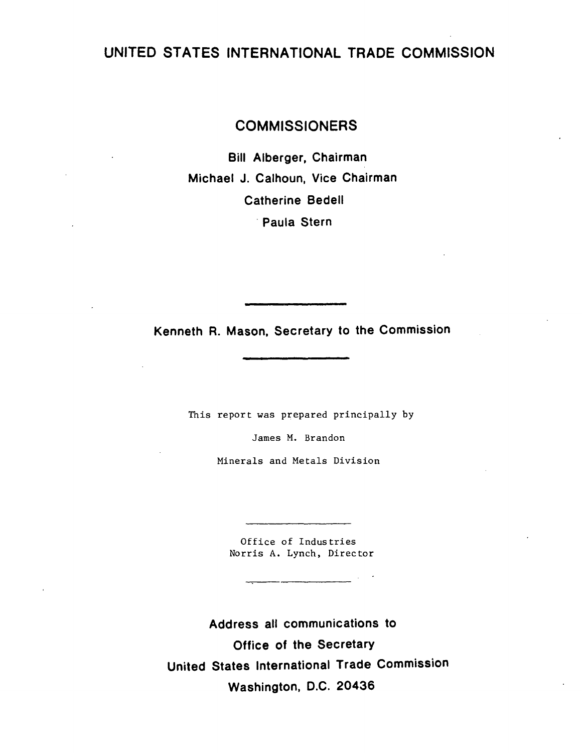# UNITED STATES INTERNATIONAL TRADE COMMISSION

## COMMISSIONERS

Bill Alberger, Chairman

Michael J. Calhoun, Vice Chairman

Catherine Bedell

Paula Stern

---

Kenneth R. Mason, Secretary to the Commission

---

This report was prepared principally by

James M. Brandon

Minerals and Metals Division

---

Office of Industries
Norris A. Lynch, Director

---

**Address all communications to**
**Office of the Secretary**
**United States International Trade Commission**
**Washington, D.C. 20436**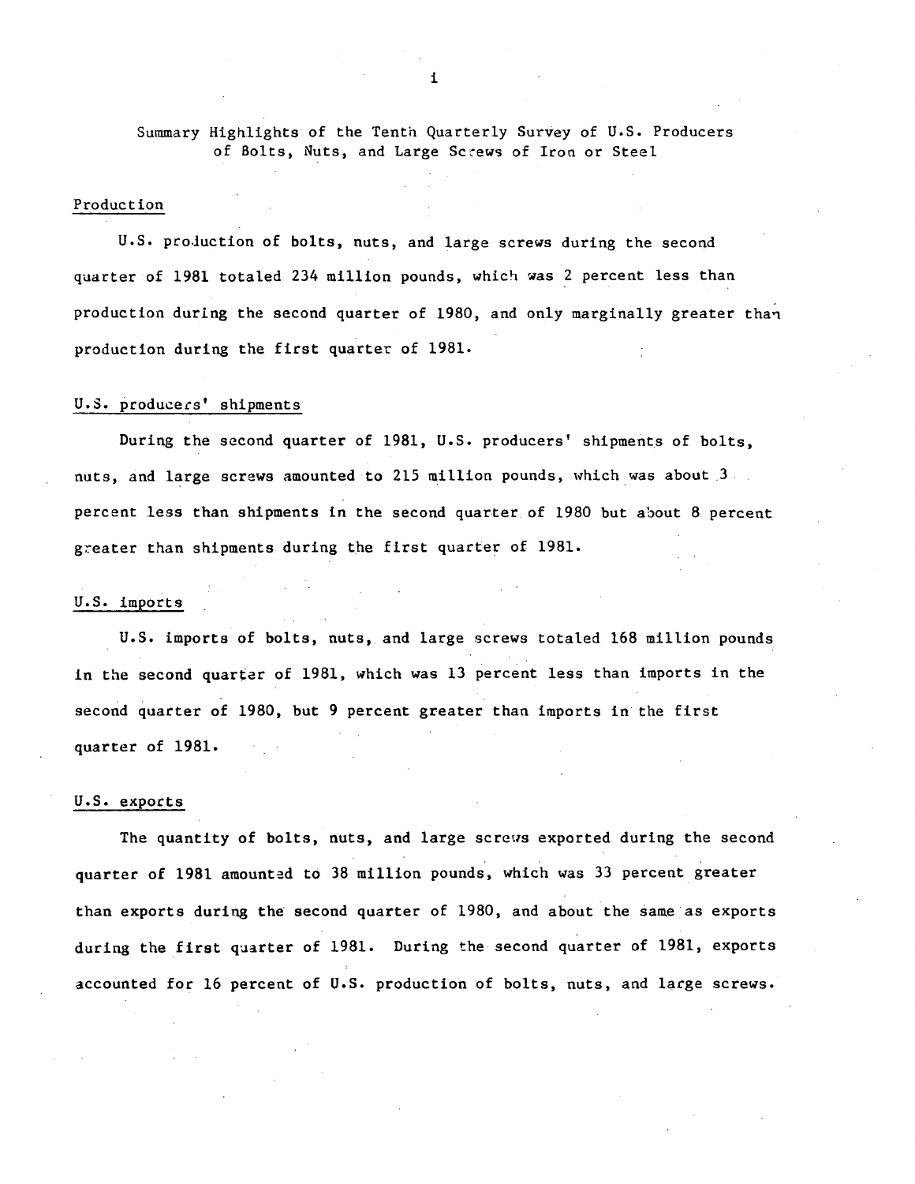# Summary Highlights of the Tenth Quarterly Survey of U.S. Producers of Bolts, Nuts, and Large Screws of Iron or Steel

## Production

U.S. production of bolts, nuts, and large screws during the second quarter of 1981 totaled 234 million pounds, which was 2 percent less than production during the second quarter of 1980, and only marginally greater than production during the first quarter of 1981.

## U.S. producers' shipments

During the second quarter of 1981, U.S. producers' shipments of bolts, nuts, and large screws amounted to 215 million pounds, which was about 3 percent less than shipments in the second quarter of 1980 but about 8 percent greater than shipments during the first quarter of 1981.

## U.S. imports

U.S. imports of bolts, nuts, and large screws totaled 168 million pounds in the second quarter of 1981, which was 13 percent less than imports in the second quarter of 1980, but 9 percent greater than imports in the first quarter of 1981.

## U.S. exports

The quantity of bolts, nuts, and large screws exported during the second quarter of 1981 amounted to 38 million pounds, which was 33 percent greater than exports during the second quarter of 1980, and about the same as exports during the first quarter of 1981. During the second quarter of 1981, exports accounted for 16 percent of U.S. production of bolts, nuts, and large screws.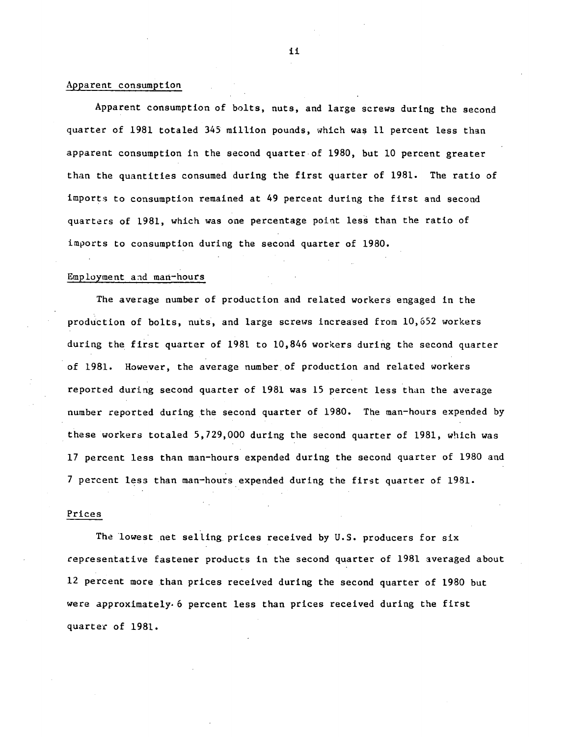## Apparent consumption

Apparent consumption of bolts, nuts, and large screws during the second quarter of 1981 totaled 345 million pounds, which was 11 percent less than apparent consumption in the second quarter of 1980, but 10 percent greater than the quantities consumed during the first quarter of 1981. The ratio of imports to consumption remained at 49 percent during the first and second quarters of 1981, which was one percentage point less than the ratio of imports to consumption during the second quarter of 1980.

## Employment and man-hours

The average number of production and related workers engaged in the production of bolts, nuts, and large screws increased from 10,652 workers during the first quarter of 1981 to 10,846 workers during the second quarter of 1981. However, the average number of production and related workers reported during second quarter of 1981 was 15 percent less than the average number reported during the second quarter of 1980. The man-hours expended by these workers totaled 5,729,000 during the second quarter of 1981, which was 17 percent less than man-hours expended during the second quarter of 1980 and 7 percent less than man-hours expended during the first quarter of 1981.

## Prices

The lowest net selling prices received by U.S. producers for six representative fastener products in the second quarter of 1981 averaged about 12 percent more than prices received during the second quarter of 1980 but were approximately 6 percent less than prices received during the first quarter of 1981.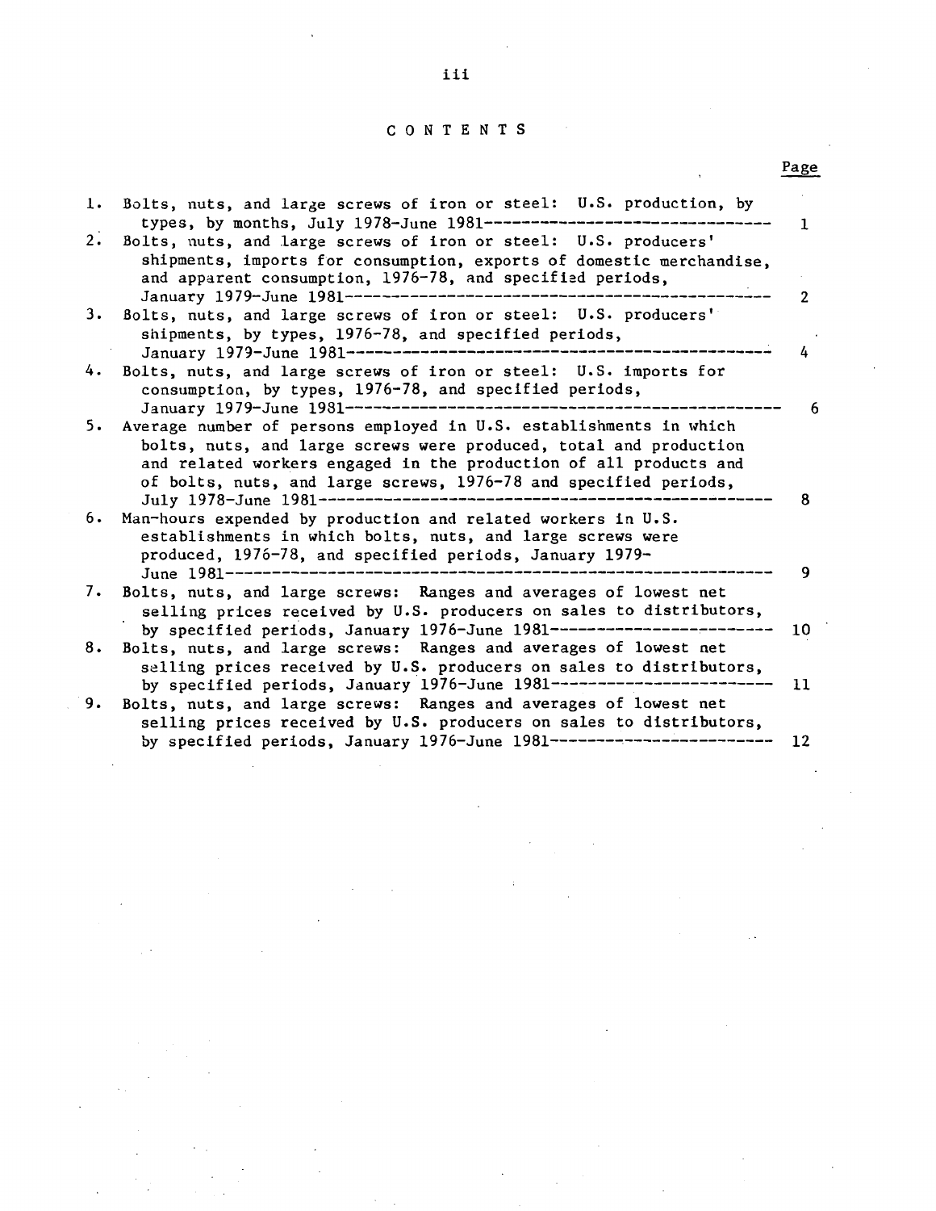# CONTENTS

| | | Page |
|---|---|---|
| 1. | Bolts, nuts, and large screws of iron or steel: U.S. production, by types, by months, July 1978-June 1981 | 1 |
| 2. | Bolts, nuts, and large screws of iron or steel: U.S. producers' shipments, imports for consumption, exports of domestic merchandise, and apparent consumption, 1976-78, and specified periods, January 1979-June 1981 | 2 |
| 3. | Bolts, nuts, and large screws of iron or steel: U.S. producers' shipments, by types, 1976-78, and specified periods, January 1979-June 1981 | 4 |
| 4. | Bolts, nuts, and large screws of iron or steel: U.S. imports for consumption, by types, 1976-78, and specified periods, January 1979-June 1981 | 6 |
| 5. | Average number of persons employed in U.S. establishments in which bolts, nuts, and large screws were produced, total and production and related workers engaged in the production of all products and of bolts, nuts, and large screws, 1976-78 and specified periods, July 1978-June 1981 | 8 |
| 6. | Man-hours expended by production and related workers in U.S. establishments in which bolts, nuts, and large screws were produced, 1976-78, and specified periods, January 1979-June 1981 | 9 |
| 7. | Bolts, nuts, and large screws: Ranges and averages of lowest net selling prices received by U.S. producers on sales to distributors, by specified periods, January 1976-June 1981 | 10 |
| 8. | Bolts, nuts, and large screws: Ranges and averages of lowest net selling prices received by U.S. producers on sales to distributors, by specified periods, January 1976-June 1981 | 11 |
| 9. | Bolts, nuts, and large screws: Ranges and averages of lowest net selling prices received by U.S. producers on sales to distributors, by specified periods, January 1976-June 1981 | 12 |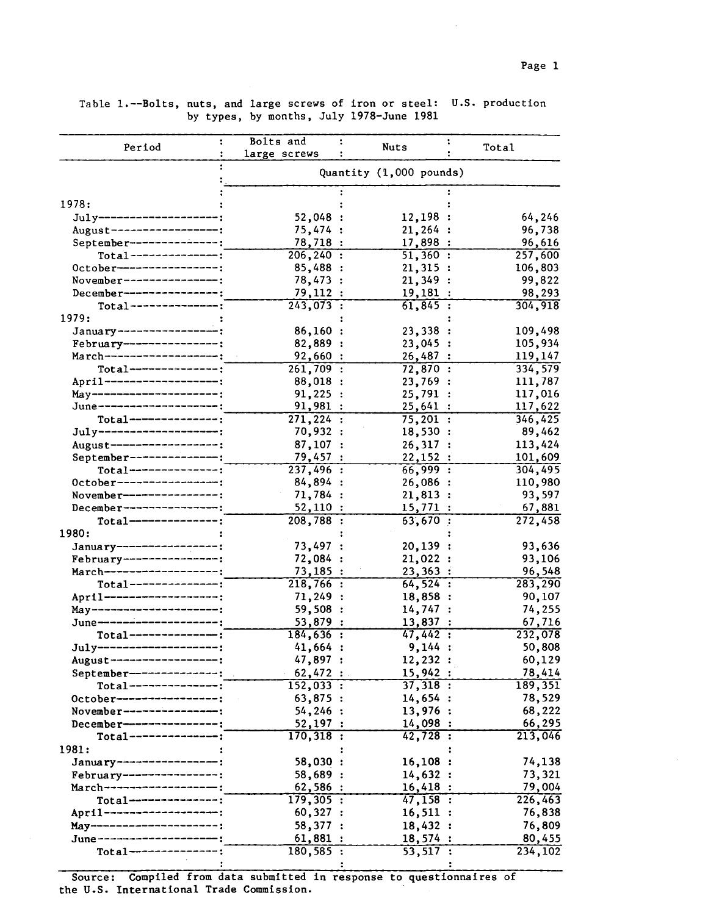Table 1.--Bolts, nuts, and large screws of iron or steel: U.S. production by types, by months, July 1978-June 1981

| Period | Bolts and large screws | Nuts | Total |
|---|---|---|---|
| | Quantity (1,000 pounds) | | |
| 1978: | | | |
| July | 52,048 | 12,198 | 64,246 |
| August | 75,474 | 21,264 | 96,738 |
| September | 78,718 | 17,898 | 96,616 |
| Total | 206,240 | 51,360 | 257,600 |
| October | 85,488 | 21,315 | 106,803 |
| November | 78,473 | 21,349 | 99,822 |
| December | 79,112 | 19,181 | 98,293 |
| Total | 243,073 | 61,845 | 304,918 |
| 1979: | | | |
| January | 86,160 | 23,338 | 109,498 |
| February | 82,889 | 23,045 | 105,934 |
| March | 92,660 | 26,487 | 119,147 |
| Total | 261,709 | 72,870 | 334,579 |
| April | 88,018 | 23,769 | 111,787 |
| May | 91,225 | 25,791 | 117,016 |
| June | 91,981 | 25,641 | 117,622 |
| Total | 271,224 | 75,201 | 346,425 |
| July | 70,932 | 18,530 | 89,462 |
| August | 87,107 | 26,317 | 113,424 |
| September | 79,457 | 22,152 | 101,609 |
| Total | 237,496 | 66,999 | 304,495 |
| October | 84,894 | 26,086 | 110,980 |
| November | 71,784 | 21,813 | 93,597 |
| December | 52,110 | 15,771 | 67,881 |
| Total | 208,788 | 63,670 | 272,458 |
| 1980: | | | |
| January | 73,497 | 20,139 | 93,636 |
| February | 72,084 | 21,022 | 93,106 |
| March | 73,185 | 23,363 | 96,548 |
| Total | 218,766 | 64,524 | 283,290 |
| April | 71,249 | 18,858 | 90,107 |
| May | 59,508 | 14,747 | 74,255 |
| June | 53,879 | 13,837 | 67,716 |
| Total | 184,636 | 47,442 | 232,078 |
| July | 41,664 | 9,144 | 50,808 |
| August | 47,897 | 12,232 | 60,129 |
| September | 62,472 | 15,942 | 78,414 |
| Total | 152,033 | 37,318 | 189,351 |
| October | 63,875 | 14,654 | 78,529 |
| November | 54,246 | 13,976 | 68,222 |
| December | 52,197 | 14,098 | 66,295 |
| Total | 170,318 | 42,728 | 213,046 |
| 1981: | | | |
| January | 58,030 | 16,108 | 74,138 |
| February | 58,689 | 14,632 | 73,321 |
| March | 62,586 | 16,418 | 79,004 |
| Total | 179,305 | 47,158 | 226,463 |
| April | 60,327 | 16,511 | 76,838 |
| May | 58,377 | 18,432 | 76,809 |
| June | 61,881 | 18,574 | 80,455 |
| Total | 180,585 | 53,517 | 234,102 |

Source: Compiled from data submitted in response to questionnaires of the U.S. International Trade Commission.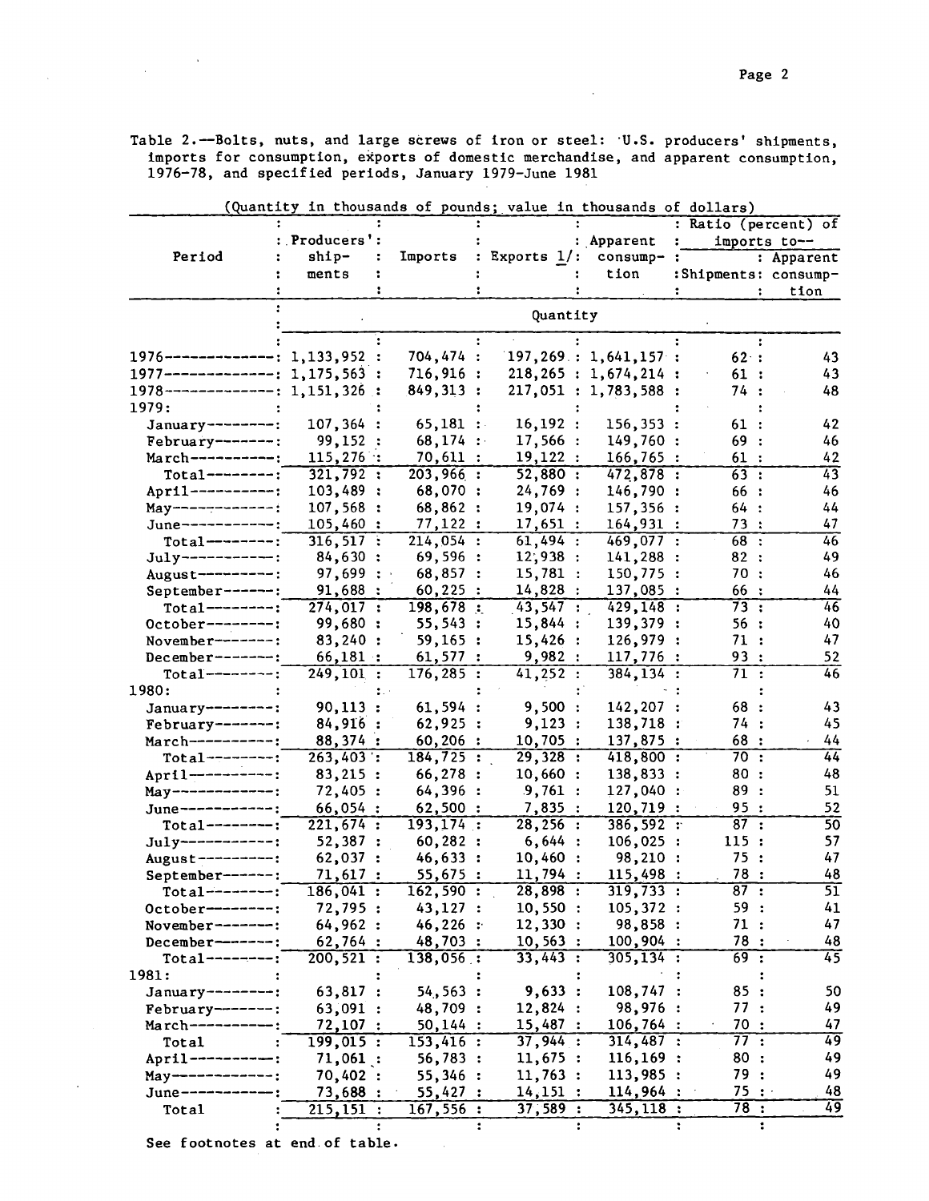Table 2.--Bolts, nuts, and large screws of iron or steel: U.S. producers' shipments, imports for consumption, exports of domestic merchandise, and apparent consumption, 1976-78, and specified periods, January 1979-June 1981

(Quantity in thousands of pounds; value in thousands of dollars)

| Period | Producers' shipments | Imports | Exports 1/ | Apparent consumption | Ratio (percent) of imports to-- Shipments | Apparent consumption |
|---|---|---|---|---|---|---|
| | Quantity | | | | | |
| 1976 | 1,133,952 | 704,474 | 197,269 | 1,641,157 | 62 | 43 |
| 1977 | 1,175,563 | 716,916 | 218,265 | 1,674,214 | 61 | 43 |
| 1978 | 1,151,326 | 849,313 | 217,051 | 1,783,588 | 74 | 48 |
| 1979: | | | | | | |
| January | 107,364 | 65,181 | 16,192 | 156,353 | 61 | 42 |
| February | 99,152 | 68,174 | 17,566 | 149,760 | 69 | 46 |
| March | 115,276 | 70,611 | 19,122 | 166,765 | 61 | 42 |
| Total | 321,792 | 203,966 | 52,880 | 472,878 | 63 | 43 |
| April | 103,489 | 68,070 | 24,769 | 146,790 | 66 | 46 |
| May | 107,568 | 68,862 | 19,074 | 157,356 | 64 | 44 |
| June | 105,460 | 77,122 | 17,651 | 164,931 | 73 | 47 |
| Total | 316,517 | 214,054 | 61,494 | 469,077 | 68 | 46 |
| July | 84,630 | 69,596 | 12,938 | 141,288 | 82 | 49 |
| August | 97,699 | 68,857 | 15,781 | 150,775 | 70 | 46 |
| September | 91,688 | 60,225 | 14,828 | 137,085 | 66 | 44 |
| Total | 274,017 | 198,678 | 43,547 | 429,148 | 73 | 46 |
| October | 99,680 | 55,543 | 15,844 | 139,379 | 56 | 40 |
| November | 83,240 | 59,165 | 15,426 | 126,979 | 71 | 47 |
| December | 66,181 | 61,577 | 9,982 | 117,776 | 93 | 52 |
| Total | 249,101 | 176,285 | 41,252 | 384,134 | 71 | 46 |
| 1980: | | | | | | |
| January | 90,113 | 61,594 | 9,500 | 142,207 | 68 | 43 |
| February | 84,916 | 62,925 | 9,123 | 138,718 | 74 | 45 |
| March | 88,374 | 60,206 | 10,705 | 137,875 | 68 | 44 |
| Total | 263,403 | 184,725 | 29,328 | 418,800 | 70 | 44 |
| April | 83,215 | 66,278 | 10,660 | 138,833 | 80 | 48 |
| May | 72,405 | 64,396 | 9,761 | 127,040 | 89 | 51 |
| June | 66,054 | 62,500 | 7,835 | 120,719 | 95 | 52 |
| Total | 221,674 | 193,174 | 28,256 | 386,592 | 87 | 50 |
| July | 52,387 | 60,282 | 6,644 | 106,025 | 115 | 57 |
| August | 62,037 | 46,633 | 10,460 | 98,210 | 75 | 47 |
| September | 71,617 | 55,675 | 11,794 | 115,498 | 78 | 48 |
| Total | 186,041 | 162,590 | 28,898 | 319,733 | 87 | 51 |
| October | 72,795 | 43,127 | 10,550 | 105,372 | 59 | 41 |
| November | 64,962 | 46,226 | 12,330 | 98,858 | 71 | 47 |
| December | 62,764 | 48,703 | 10,563 | 100,904 | 78 | 48 |
| Total | 200,521 | 138,056 | 33,443 | 305,134 | 69 | 45 |
| 1981: | | | | | | |
| January | 63,817 | 54,563 | 9,633 | 108,747 | 85 | 50 |
| February | 63,091 | 48,709 | 12,824 | 98,976 | 77 | 49 |
| March | 72,107 | 50,144 | 15,487 | 106,764 | 70 | 47 |
| Total | 199,015 | 153,416 | 37,944 | 314,487 | 77 | 49 |
| April | 71,061 | 56,783 | 11,675 | 116,169 | 80 | 49 |
| May | 70,402 | 55,346 | 11,763 | 113,985 | 79 | 49 |
| June | 73,688 | 55,427 | 14,151 | 114,964 | 75 | 48 |
| Total | 215,151 | 167,556 | 37,589 | 345,118 | 78 | 49 |

See footnotes at end of table.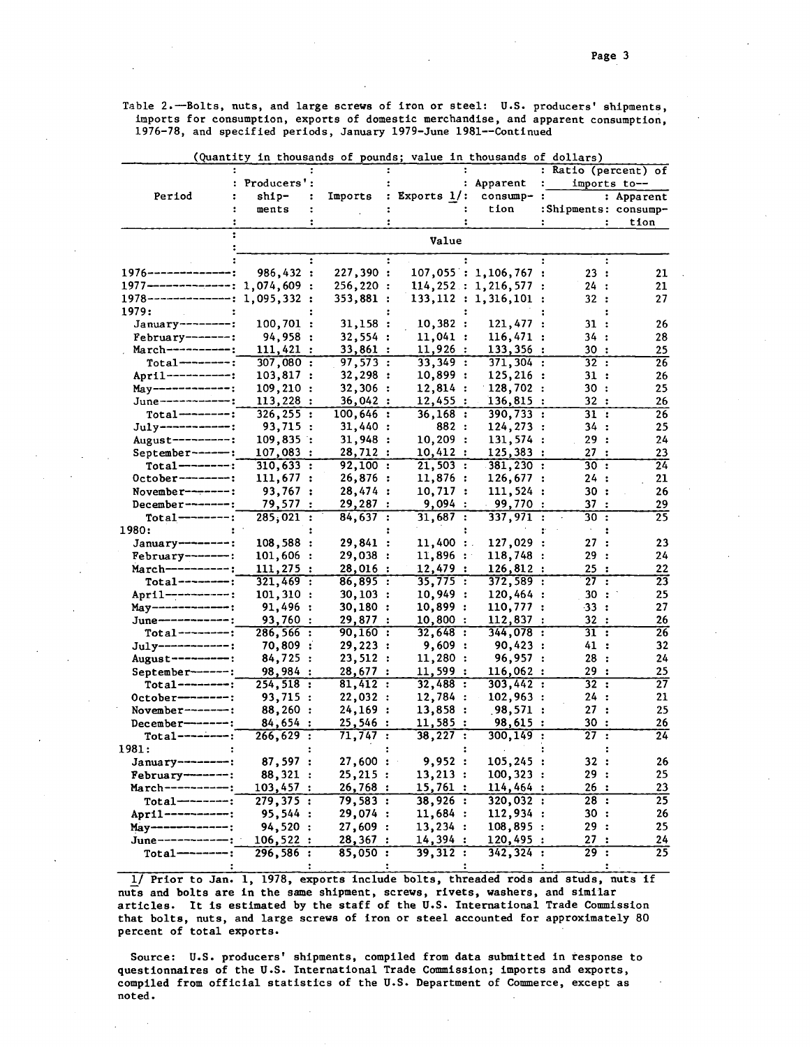Table 2.—Bolts, nuts, and large screws of iron or steel: U.S. producers' shipments, imports for consumption, exports of domestic merchandise, and apparent consumption, 1976-78, and specified periods, January 1979-June 1981--Continued

(Quantity in thousands of pounds; value in thousands of dollars)

| Period | Producers' shipments | Imports | Exports 1/ | Apparent consumption | Ratio (percent) of imports to-- | |
|---|---|---|---|---|---|---|
| | | | | | Shipments | Apparent consumption |
| | | | Value | | | |
| 1976 | 986,432 | 227,390 | 107,055 | 1,106,767 | 23 | 21 |
| 1977 | 1,074,609 | 256,220 | 114,252 | 1,216,577 | 24 | 21 |
| 1978 | 1,095,332 | 353,881 | 133,112 | 1,316,101 | 32 | 27 |
| 1979: | | | | | | |
| January | 100,701 | 31,158 | 10,382 | 121,477 | 31 | 26 |
| February | 94,958 | 32,554 | 11,041 | 116,471 | 34 | 28 |
| March | 111,421 | 33,861 | 11,926 | 133,356 | 30 | 25 |
| Total | 307,080 | 97,573 | 33,349 | 371,304 | 32 | 26 |
| April | 103,817 | 32,298 | 10,899 | 125,216 | 31 | 26 |
| May | 109,210 | 32,306 | 12,814 | 128,702 | 30 | 25 |
| June | 113,228 | 36,042 | 12,455 | 136,815 | 32 | 26 |
| Total | 326,255 | 100,646 | 36,168 | 390,733 | 31 | 26 |
| July | 93,715 | 31,440 | 882 | 124,273 | 34 | 25 |
| August | 109,835 | 31,948 | 10,209 | 131,574 | 29 | 24 |
| September | 107,083 | 28,712 | 10,412 | 125,383 | 27 | 23 |
| Total | 310,633 | 92,100 | 21,503 | 381,230 | 30 | 24 |
| October | 111,677 | 26,876 | 11,876 | 126,677 | 24 | 21 |
| November | 93,767 | 28,474 | 10,717 | 111,524 | 30 | 26 |
| December | 79,577 | 29,287 | 9,094 | 99,770 | 37 | 29 |
| Total | 285,021 | 84,637 | 31,687 | 337,971 | 30 | 25 |
| 1980: | | | | | | |
| January | 108,588 | 29,841 | 11,400 | 127,029 | 27 | 23 |
| February | 101,606 | 29,038 | 11,896 | 118,748 | 29 | 24 |
| March | 111,275 | 28,016 | 12,479 | 126,812 | 25 | 22 |
| Total | 321,469 | 86,895 | 35,775 | 372,589 | 27 | 23 |
| April | 101,310 | 30,103 | 10,949 | 120,464 | 30 | 25 |
| May | 91,496 | 30,180 | 10,899 | 110,777 | 33 | 27 |
| June | 93,760 | 29,877 | 10,800 | 112,837 | 32 | 26 |
| Total | 286,566 | 90,160 | 32,648 | 344,078 | 31 | 26 |
| July | 70,809 | 29,223 | 9,609 | 90,423 | 41 | 32 |
| August | 84,725 | 23,512 | 11,280 | 96,957 | 28 | 24 |
| September | 98,984 | 28,677 | 11,599 | 116,062 | 29 | 25 |
| Total | 254,518 | 81,412 | 32,488 | 303,442 | 32 | 27 |
| October | 93,715 | 22,032 | 12,784 | 102,963 | 24 | 21 |
| November | 88,260 | 24,169 | 13,858 | 98,571 | 27 | 25 |
| December | 84,654 | 25,546 | 11,585 | 98,615 | 30 | 26 |
| Total | 266,629 | 71,747 | 38,227 | 300,149 | 27 | 24 |
| 1981: | | | | | | |
| January | 87,597 | 27,600 | 9,952 | 105,245 | 32 | 26 |
| February | 88,321 | 25,215 | 13,213 | 100,323 | 29 | 25 |
| March | 103,457 | 26,768 | 15,761 | 114,464 | 26 | 23 |
| Total | 279,375 | 79,583 | 38,926 | 320,032 | 28 | 25 |
| April | 95,544 | 29,074 | 11,684 | 112,934 | 30 | 26 |
| May | 94,520 | 27,609 | 13,234 | 108,895 | 29 | 25 |
| June | 106,522 | 28,367 | 14,394 | 120,495 | 27 | 24 |
| Total | 296,586 | 85,050 | 39,312 | 342,324 | 29 | 25 |

1/ Prior to Jan. 1, 1978, exports include bolts, threaded rods and studs, nuts if nuts and bolts are in the same shipment, screws, rivets, washers, and similar articles. It is estimated by the staff of the U.S. International Trade Commission that bolts, nuts, and large screws of iron or steel accounted for approximately 80 percent of total exports.

Source: U.S. producers' shipments, compiled from data submitted in response to questionnaires of the U.S. International Trade Commission; imports and exports, compiled from official statistics of the U.S. Department of Commerce, except as noted.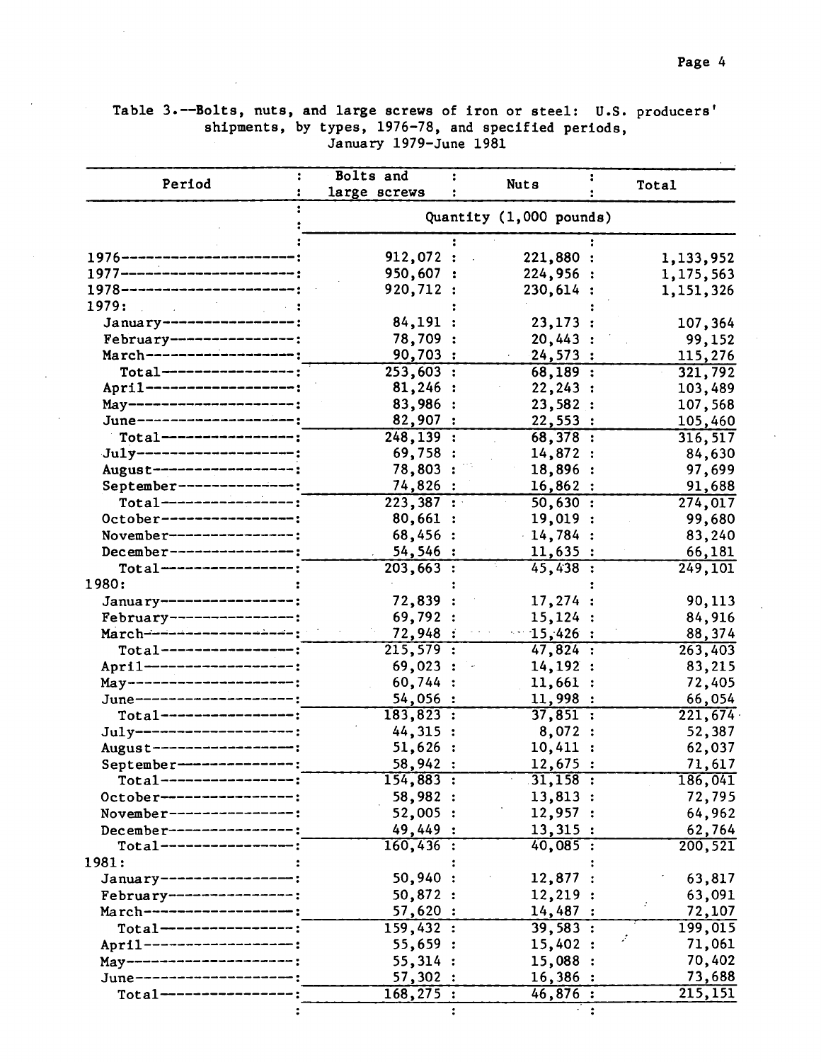Table 3.--Bolts, nuts, and large screws of iron or steel: U.S. producers' shipments, by types, 1976-78, and specified periods, January 1979-June 1981

| Period | Bolts and large screws | Nuts | Total |
|---|---|---|---|
| | Quantity (1,000 pounds) | | |
| 1976 | 912,072 | 221,880 | 1,133,952 |
| 1977 | 950,607 | 224,956 | 1,175,563 |
| 1978 | 920,712 | 230,614 | 1,151,326 |
| 1979: | | | |
| January | 84,191 | 23,173 | 107,364 |
| February | 78,709 | 20,443 | 99,152 |
| March | 90,703 | 24,573 | 115,276 |
| Total | 253,603 | 68,189 | 321,792 |
| April | 81,246 | 22,243 | 103,489 |
| May | 83,986 | 23,582 | 107,568 |
| June | 82,907 | 22,553 | 105,460 |
| Total | 248,139 | 68,378 | 316,517 |
| July | 69,758 | 14,872 | 84,630 |
| August | 78,803 | 18,896 | 97,699 |
| September | 74,826 | 16,862 | 91,688 |
| Total | 223,387 | 50,630 | 274,017 |
| October | 80,661 | 19,019 | 99,680 |
| November | 68,456 | 14,784 | 83,240 |
| December | 54,546 | 11,635 | 66,181 |
| Total | 203,663 | 45,438 | 249,101 |
| 1980: | | | |
| January | 72,839 | 17,274 | 90,113 |
| February | 69,792 | 15,124 | 84,916 |
| March | 72,948 | 15,426 | 88,374 |
| Total | 215,579 | 47,824 | 263,403 |
| April | 69,023 | 14,192 | 83,215 |
| May | 60,744 | 11,661 | 72,405 |
| June | 54,056 | 11,998 | 66,054 |
| Total | 183,823 | 37,851 | 221,674 |
| July | 44,315 | 8,072 | 52,387 |
| August | 51,626 | 10,411 | 62,037 |
| September | 58,942 | 12,675 | 71,617 |
| Total | 154,883 | 31,158 | 186,041 |
| October | 58,982 | 13,813 | 72,795 |
| November | 52,005 | 12,957 | 64,962 |
| December | 49,449 | 13,315 | 62,764 |
| Total | 160,436 | 40,085 | 200,521 |
| 1981: | | | |
| January | 50,940 | 12,877 | 63,817 |
| February | 50,872 | 12,219 | 63,091 |
| March | 57,620 | 14,487 | 72,107 |
| Total | 159,432 | 39,583 | 199,015 |
| April | 55,659 | 15,402 | 71,061 |
| May | 55,314 | 15,088 | 70,402 |
| June | 57,302 | 16,386 | 73,688 |
| Total | 168,275 | 46,876 | 215,151 |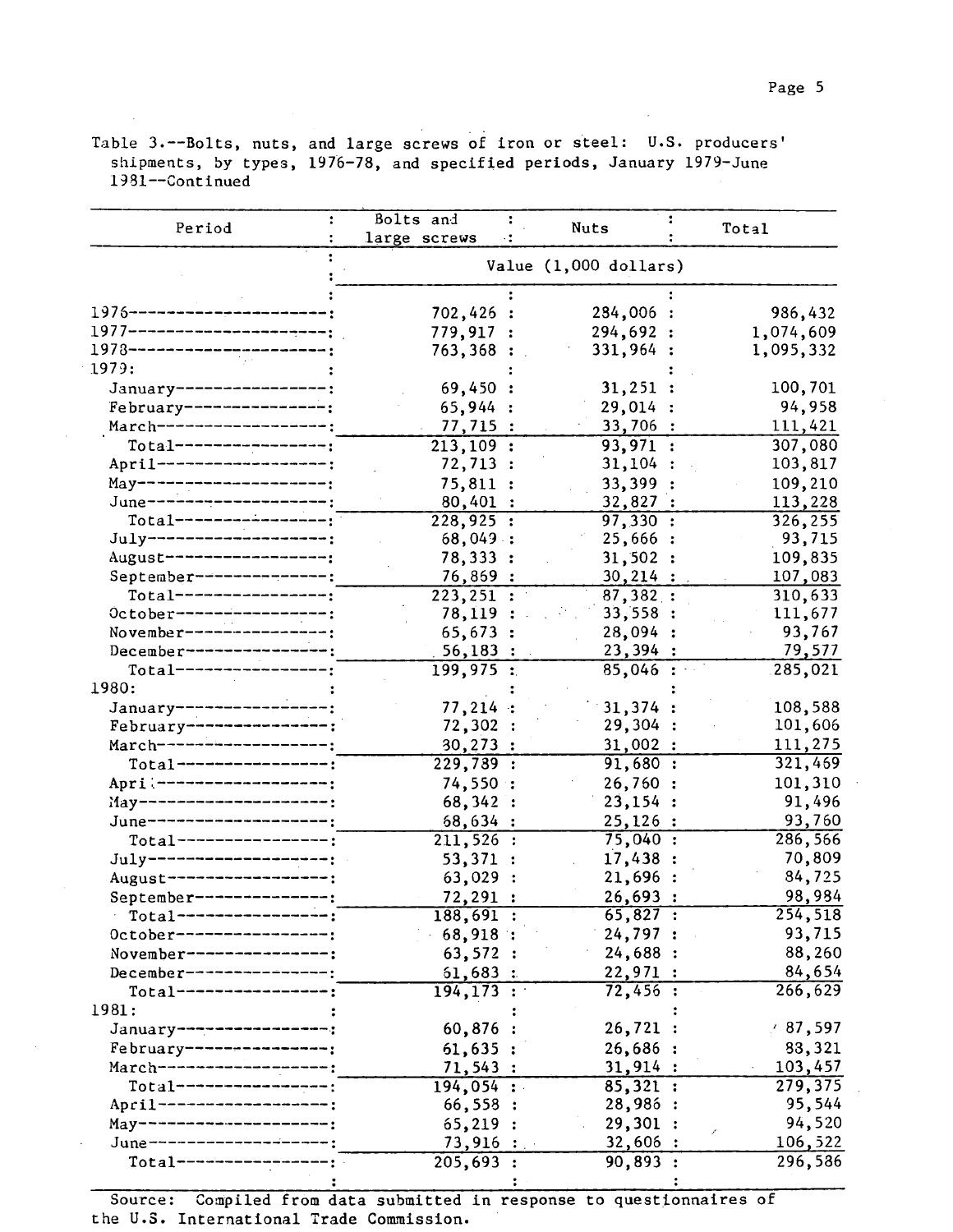Table 3.--Bolts, nuts, and large screws of iron or steel: U.S. producers' shipments, by types, 1976-78, and specified periods, January 1979-June 1981--Continued

| Period | Bolts and large screws | Nuts | Total |
|---|---|---|---|
| | Value (1,000 dollars) | | |
| 1976 | 702,426 | 284,006 | 986,432 |
| 1977 | 779,917 | 294,692 | 1,074,609 |
| 1978 | 763,368 | 331,964 | 1,095,332 |
| 1979: | | | |
| January | 69,450 | 31,251 | 100,701 |
| February | 65,944 | 29,014 | 94,958 |
| March | 77,715 | 33,706 | 111,421 |
| Total | 213,109 | 93,971 | 307,080 |
| April | 72,713 | 31,104 | 103,817 |
| May | 75,811 | 33,399 | 109,210 |
| June | 80,401 | 32,827 | 113,228 |
| Total | 228,925 | 97,330 | 326,255 |
| July | 68,049 | 25,666 | 93,715 |
| August | 78,333 | 31,502 | 109,835 |
| September | 76,869 | 30,214 | 107,083 |
| Total | 223,251 | 87,382 | 310,633 |
| October | 78,119 | 33,558 | 111,677 |
| November | 65,673 | 28,094 | 93,767 |
| December | 56,183 | 23,394 | 79,577 |
| Total | 199,975 | 85,046 | 285,021 |
| 1980: | | | |
| January | 77,214 | 31,374 | 108,588 |
| February | 72,302 | 29,304 | 101,606 |
| March | 80,273 | 31,002 | 111,275 |
| Total | 229,789 | 91,680 | 321,469 |
| April | 74,550 | 26,760 | 101,310 |
| May | 68,342 | 23,154 | 91,496 |
| June | 68,634 | 25,126 | 93,760 |
| Total | 211,526 | 75,040 | 286,566 |
| July | 53,371 | 17,438 | 70,809 |
| August | 63,029 | 21,696 | 84,725 |
| September | 72,291 | 26,693 | 98,984 |
| Total | 188,691 | 65,827 | 254,518 |
| October | 68,918 | 24,797 | 93,715 |
| November | 63,572 | 24,688 | 88,260 |
| December | 61,683 | 22,971 | 84,654 |
| Total | 194,173 | 72,456 | 266,629 |
| 1981: | | | |
| January | 60,876 | 26,721 | 87,597 |
| February | 61,635 | 26,686 | 88,321 |
| March | 71,543 | 31,914 | 103,457 |
| Total | 194,054 | 85,321 | 279,375 |
| April | 66,558 | 28,986 | 95,544 |
| May | 65,219 | 29,301 | 94,520 |
| June | 73,916 | 32,606 | 106,522 |
| Total | 205,693 | 90,893 | 296,586 |

Source: Compiled from data submitted in response to questionnaires of the U.S. International Trade Commission.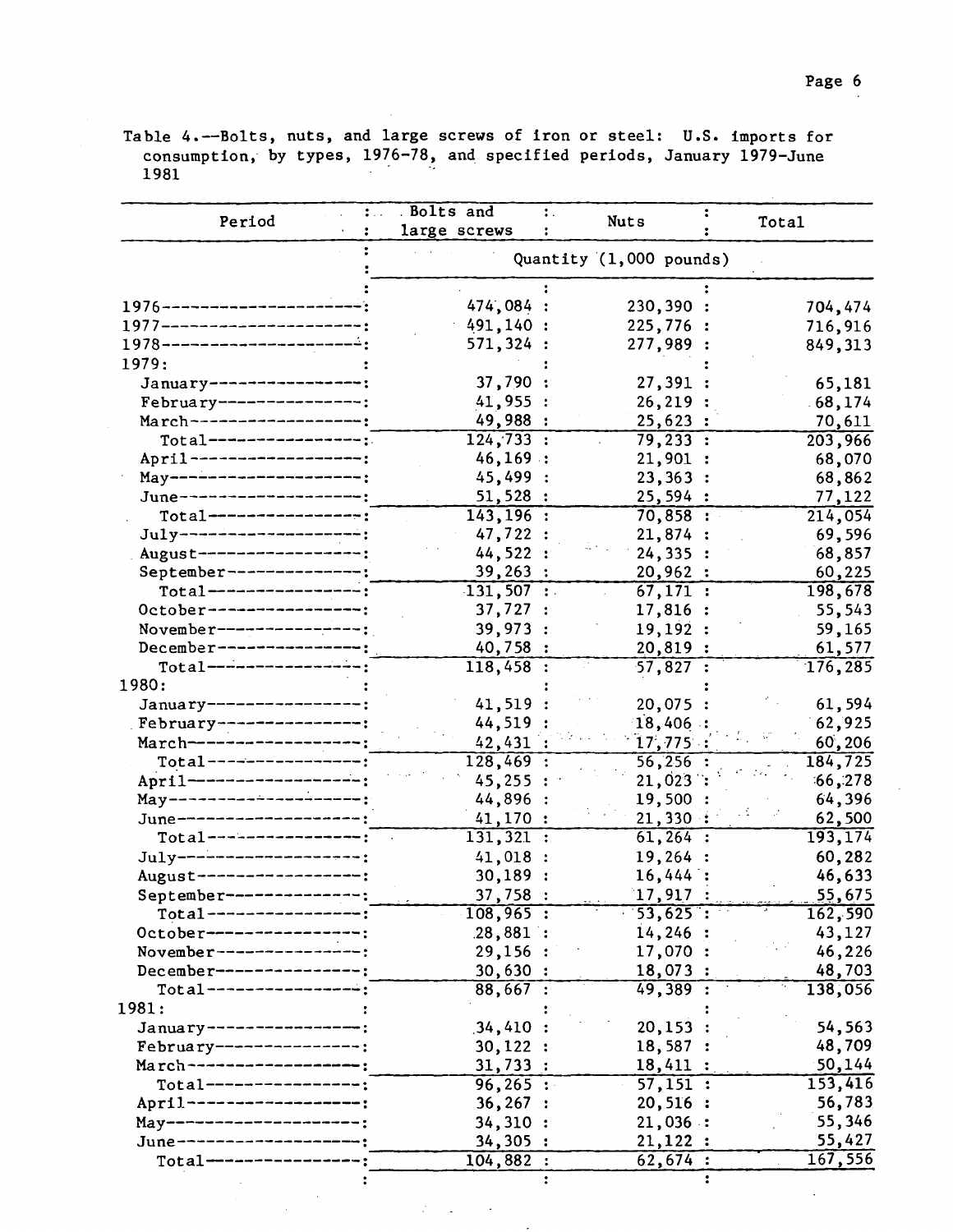Table 4.--Bolts, nuts, and large screws of iron or steel: U.S. imports for consumption, by types, 1976-78, and specified periods, January 1979-June 1981

| Period | Bolts and large screws | Nuts | Total |
|---|---|---|---|
| | Quantity (1,000 pounds) | | |
| 1976 | 474,084 | 230,390 | 704,474 |
| 1977 | 491,140 | 225,776 | 716,916 |
| 1978 | 571,324 | 277,989 | 849,313 |
| 1979: | | | |
| January | 37,790 | 27,391 | 65,181 |
| February | 41,955 | 26,219 | 68,174 |
| March | 49,988 | 25,623 | 70,611 |
| Total | 124,733 | 79,233 | 203,966 |
| April | 46,169 | 21,901 | 68,070 |
| May | 45,499 | 23,363 | 68,862 |
| June | 51,528 | 25,594 | 77,122 |
| Total | 143,196 | 70,858 | 214,054 |
| July | 47,722 | 21,874 | 69,596 |
| August | 44,522 | 24,335 | 68,857 |
| September | 39,263 | 20,962 | 60,225 |
| Total | 131,507 | 67,171 | 198,678 |
| October | 37,727 | 17,816 | 55,543 |
| November | 39,973 | 19,192 | 59,165 |
| December | 40,758 | 20,819 | 61,577 |
| Total | 118,458 | 57,827 | 176,285 |
| 1980: | | | |
| January | 41,519 | 20,075 | 61,594 |
| February | 44,519 | 18,406 | 62,925 |
| March | 42,431 | 17,775 | 60,206 |
| Total | 128,469 | 56,256 | 184,725 |
| April | 45,255 | 21,023 | 66,278 |
| May | 44,896 | 19,500 | 64,396 |
| June | 41,170 | 21,330 | 62,500 |
| Total | 131,321 | 61,264 | 193,174 |
| July | 41,018 | 19,264 | 60,282 |
| August | 30,189 | 16,444 | 46,633 |
| September | 37,758 | 17,917 | 55,675 |
| Total | 108,965 | 53,625 | 162,590 |
| October | 28,881 | 14,246 | 43,127 |
| November | 29,156 | 17,070 | 46,226 |
| December | 30,630 | 18,073 | 48,703 |
| Total | 88,667 | 49,389 | 138,056 |
| 1981: | | | |
| January | 34,410 | 20,153 | 54,563 |
| February | 30,122 | 18,587 | 48,709 |
| March | 31,733 | 18,411 | 50,144 |
| Total | 96,265 | 57,151 | 153,416 |
| April | 36,267 | 20,516 | 56,783 |
| May | 34,310 | 21,036 | 55,346 |
| June | 34,305 | 21,122 | 55,427 |
| Total | 104,882 | 62,674 | 167,556 |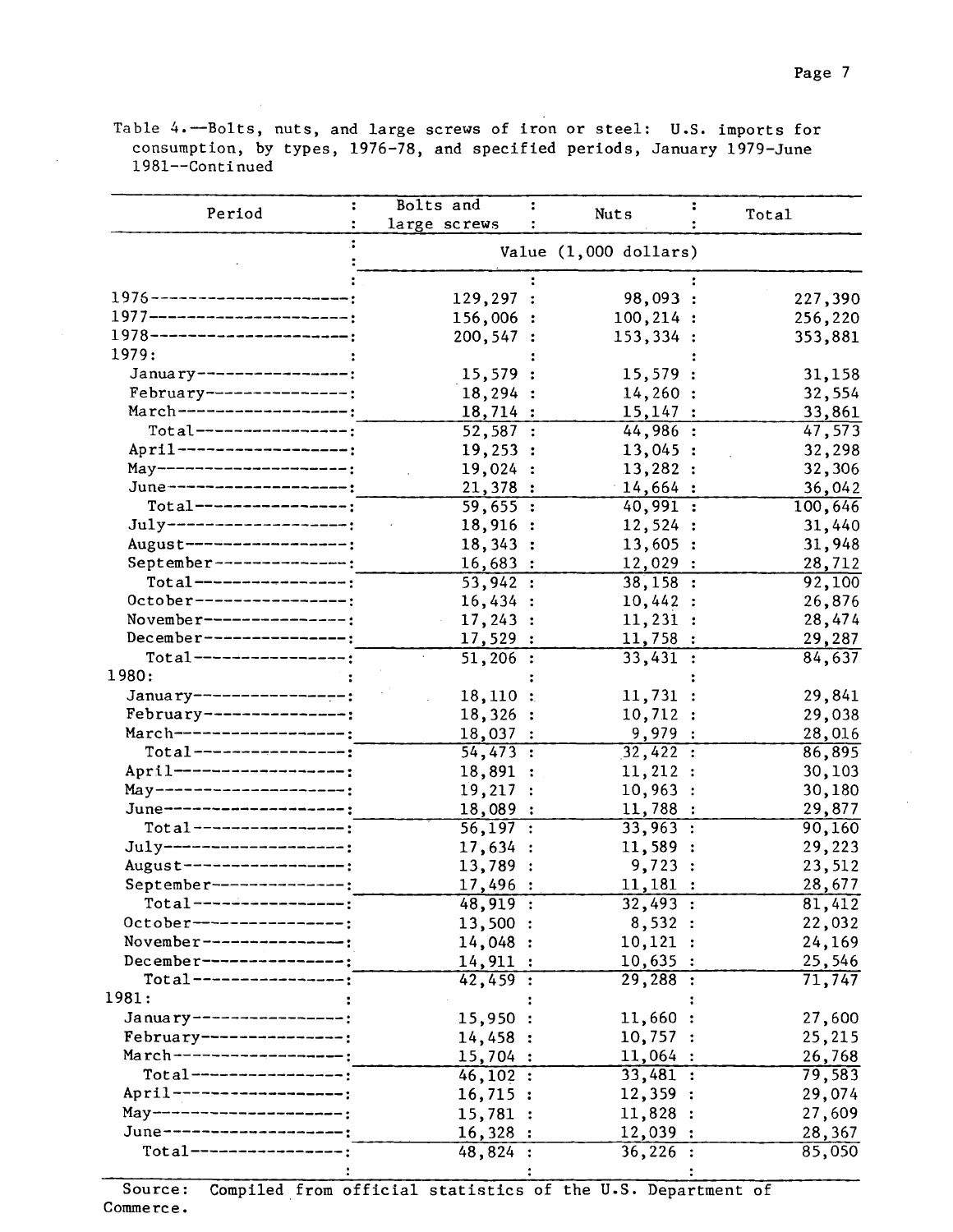Table 4.--Bolts, nuts, and large screws of iron or steel: U.S. imports for consumption, by types, 1976-78, and specified periods, January 1979-June 1981--Continued

| Period | Bolts and large screws | Nuts | Total |
|---|---|---|---|
| | Value (1,000 dollars) | | |
| 1976 | 129,297 | 98,093 | 227,390 |
| 1977 | 156,006 | 100,214 | 256,220 |
| 1978 | 200,547 | 153,334 | 353,881 |
| 1979: | | | |
| January | 15,579 | 15,579 | 31,158 |
| February | 18,294 | 14,260 | 32,554 |
| March | 18,714 | 15,147 | 33,861 |
| Total | 52,587 | 44,986 | 47,573 |
| April | 19,253 | 13,045 | 32,298 |
| May | 19,024 | 13,282 | 32,306 |
| June | 21,378 | 14,664 | 36,042 |
| Total | 59,655 | 40,991 | 100,646 |
| July | 18,916 | 12,524 | 31,440 |
| August | 18,343 | 13,605 | 31,948 |
| September | 16,683 | 12,029 | 28,712 |
| Total | 53,942 | 38,158 | 92,100 |
| October | 16,434 | 10,442 | 26,876 |
| November | 17,243 | 11,231 | 28,474 |
| December | 17,529 | 11,758 | 29,287 |
| Total | 51,206 | 33,431 | 84,637 |
| 1980: | | | |
| January | 18,110 | 11,731 | 29,841 |
| February | 18,326 | 10,712 | 29,038 |
| March | 18,037 | 9,979 | 28,016 |
| Total | 54,473 | 32,422 | 86,895 |
| April | 18,891 | 11,212 | 30,103 |
| May | 19,217 | 10,963 | 30,180 |
| June | 18,089 | 11,788 | 29,877 |
| Total | 56,197 | 33,963 | 90,160 |
| July | 17,634 | 11,589 | 29,223 |
| August | 13,789 | 9,723 | 23,512 |
| September | 17,496 | 11,181 | 28,677 |
| Total | 48,919 | 32,493 | 81,412 |
| October | 13,500 | 8,532 | 22,032 |
| November | 14,048 | 10,121 | 24,169 |
| December | 14,911 | 10,635 | 25,546 |
| Total | 42,459 | 29,288 | 71,747 |
| 1981: | | | |
| January | 15,950 | 11,660 | 27,600 |
| February | 14,458 | 10,757 | 25,215 |
| March | 15,704 | 11,064 | 26,768 |
| Total | 46,102 | 33,481 | 79,583 |
| April | 16,715 | 12,359 | 29,074 |
| May | 15,781 | 11,828 | 27,609 |
| June | 16,328 | 12,039 | 28,367 |
| Total | 48,824 | 36,226 | 85,050 |

Source: Compiled from official statistics of the U.S. Department of Commerce.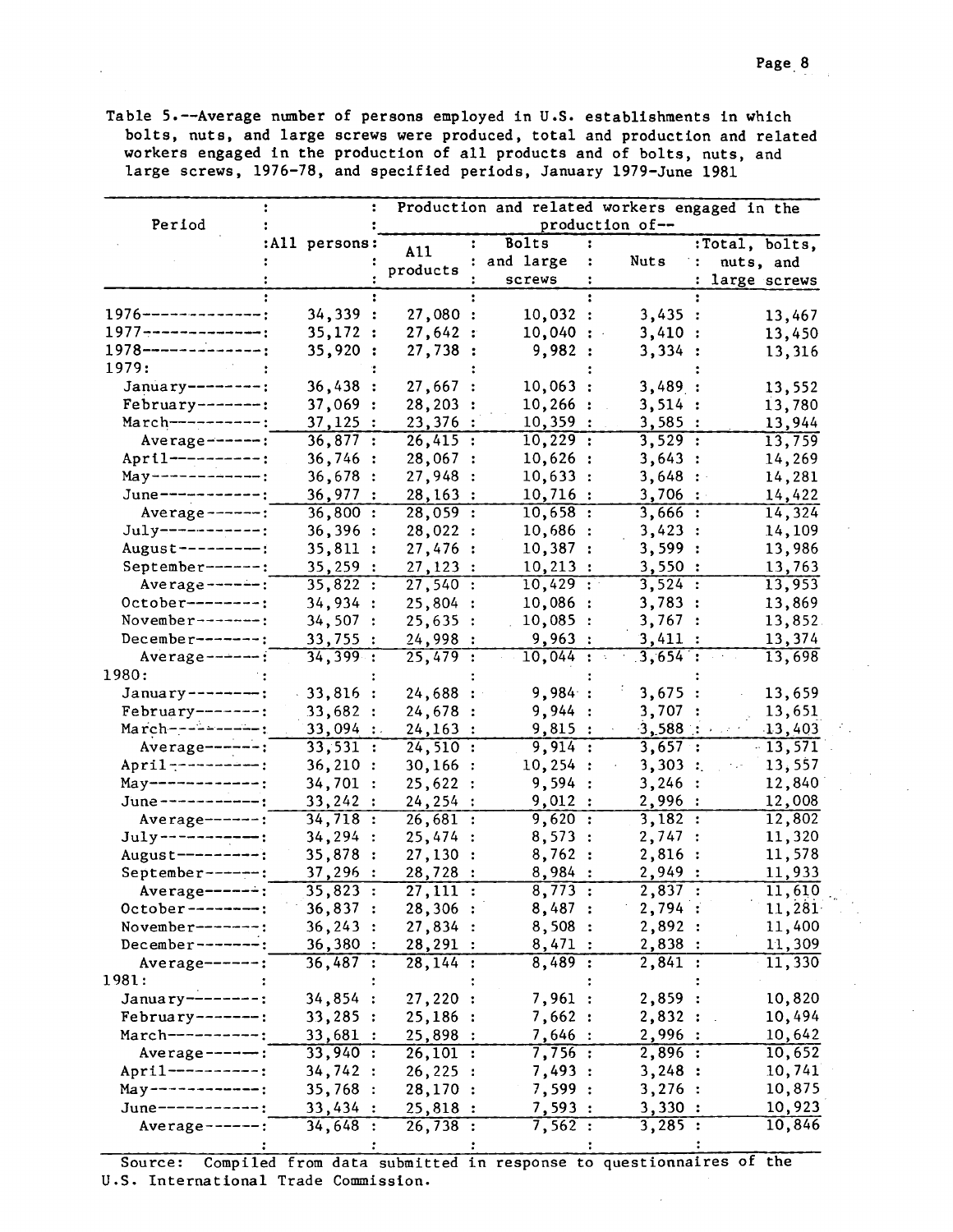Table 5.--Average number of persons employed in U.S. establishments in which bolts, nuts, and large screws were produced, total and production and related workers engaged in the production of all products and of bolts, nuts, and large screws, 1976-78, and specified periods, January 1979-June 1981

| Period | All persons | Production and related workers engaged in the production of-- | | | |
|---|---|---|---|---|---|
| | | All products | Bolts and large screws | Nuts | Total, bolts, nuts, and large screws |
| 1976 | 34,339 | 27,080 | 10,032 | 3,435 | 13,467 |
| 1977 | 35,172 | 27,642 | 10,040 | 3,410 | 13,450 |
| 1978 | 35,920 | 27,738 | 9,982 | 3,334 | 13,316 |
| 1979: | | | | | |
| January | 36,438 | 27,667 | 10,063 | 3,489 | 13,552 |
| February | 37,069 | 28,203 | 10,266 | 3,514 | 13,780 |
| March | 37,125 | 23,376 | 10,359 | 3,585 | 13,944 |
| Average | 36,877 | 26,415 | 10,229 | 3,529 | 13,759 |
| April | 36,746 | 28,067 | 10,626 | 3,643 | 14,269 |
| May | 36,678 | 27,948 | 10,633 | 3,648 | 14,281 |
| June | 36,977 | 28,163 | 10,716 | 3,706 | 14,422 |
| Average | 36,800 | 28,059 | 10,658 | 3,666 | 14,324 |
| July | 36,396 | 28,022 | 10,686 | 3,423 | 14,109 |
| August | 35,811 | 27,476 | 10,387 | 3,599 | 13,986 |
| September | 35,259 | 27,123 | 10,213 | 3,550 | 13,763 |
| Average | 35,822 | 27,540 | 10,429 | 3,524 | 13,953 |
| October | 34,934 | 25,804 | 10,086 | 3,783 | 13,869 |
| November | 34,507 | 25,635 | 10,085 | 3,767 | 13,852 |
| December | 33,755 | 24,998 | 9,963 | 3,411 | 13,374 |
| Average | 34,399 | 25,479 | 10,044 | 3,654 | 13,698 |
| 1980: | | | | | |
| January | 33,816 | 24,688 | 9,984 | 3,675 | 13,659 |
| February | 33,682 | 24,678 | 9,944 | 3,707 | 13,651 |
| March | 33,094 | 24,163 | 9,815 | 3,588 | 13,403 |
| Average | 33,531 | 24,510 | 9,914 | 3,657 | 13,571 |
| April | 36,210 | 30,166 | 10,254 | 3,303 | 13,557 |
| May | 34,701 | 25,622 | 9,594 | 3,246 | 12,840 |
| June | 33,242 | 24,254 | 9,012 | 2,996 | 12,008 |
| Average | 34,718 | 26,681 | 9,620 | 3,182 | 12,802 |
| July | 34,294 | 25,474 | 8,573 | 2,747 | 11,320 |
| August | 35,878 | 27,130 | 8,762 | 2,816 | 11,578 |
| September | 37,296 | 28,728 | 8,984 | 2,949 | 11,933 |
| Average | 35,823 | 27,111 | 8,773 | 2,837 | 11,610 |
| October | 36,837 | 28,306 | 8,487 | 2,794 | 11,281 |
| November | 36,243 | 27,834 | 8,508 | 2,892 | 11,400 |
| December | 36,380 | 28,291 | 8,471 | 2,838 | 11,309 |
| Average | 36,487 | 28,144 | 8,489 | 2,841 | 11,330 |
| 1981: | | | | | |
| January | 34,854 | 27,220 | 7,961 | 2,859 | 10,820 |
| February | 33,285 | 25,186 | 7,662 | 2,832 | 10,494 |
| March | 33,681 | 25,898 | 7,646 | 2,996 | 10,642 |
| Average | 33,940 | 26,101 | 7,756 | 2,896 | 10,652 |
| April | 34,742 | 26,225 | 7,493 | 3,248 | 10,741 |
| May | 35,768 | 28,170 | 7,599 | 3,276 | 10,875 |
| June | 33,434 | 25,818 | 7,593 | 3,330 | 10,923 |
| Average | 34,648 | 26,738 | 7,562 | 3,285 | 10,846 |

Source: Compiled from data submitted in response to questionnaires of the U.S. International Trade Commission.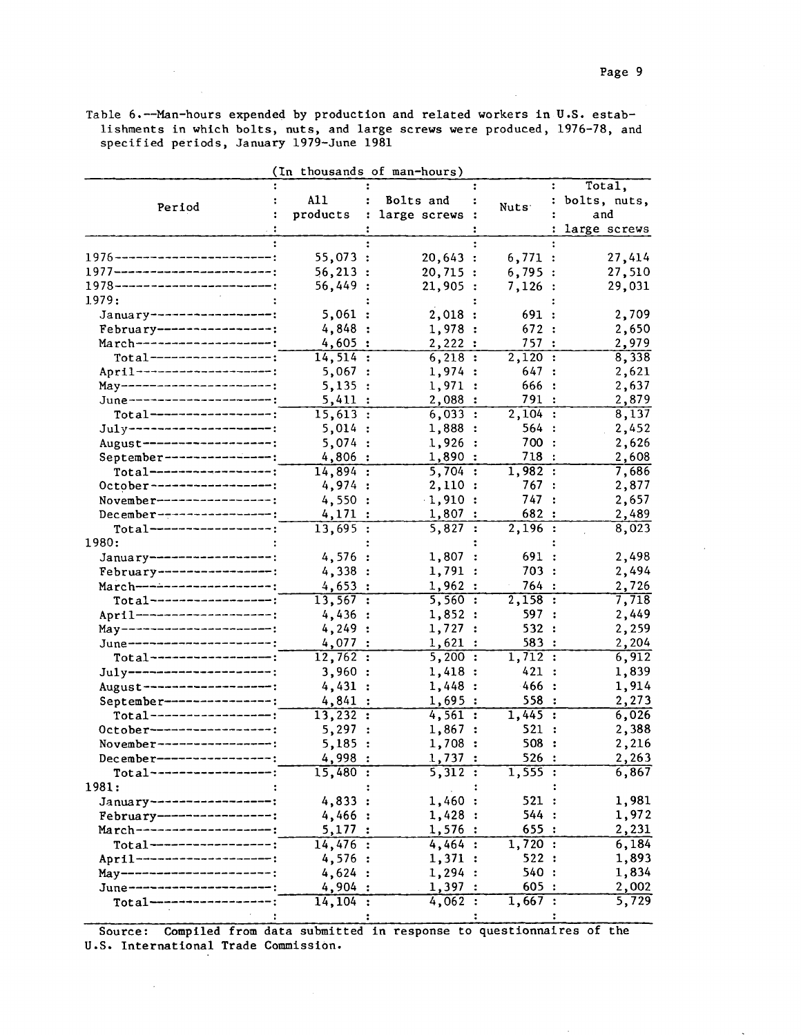Table 6.--Man-hours expended by production and related workers in U.S. establishments in which bolts, nuts, and large screws were produced, 1976-78, and specified periods, January 1979-June 1981

(In thousands of man-hours)

| Period | All products | Bolts and large screws | Nuts | Total, bolts, nuts, and large screws |
|---|---|---|---|---|
| 1976 | 55,073 | 20,643 | 6,771 | 27,414 |
| 1977 | 56,213 | 20,715 | 6,795 | 27,510 |
| 1978 | 56,449 | 21,905 | 7,126 | 29,031 |
| 1979: | | | | |
| January | 5,061 | 2,018 | 691 | 2,709 |
| February | 4,848 | 1,978 | 672 | 2,650 |
| March | 4,605 | 2,222 | 757 | 2,979 |
| Total | 14,514 | 6,218 | 2,120 | 8,338 |
| April | 5,067 | 1,974 | 647 | 2,621 |
| May | 5,135 | 1,971 | 666 | 2,637 |
| June | 5,411 | 2,088 | 791 | 2,879 |
| Total | 15,613 | 6,033 | 2,104 | 8,137 |
| July | 5,014 | 1,888 | 564 | 2,452 |
| August | 5,074 | 1,926 | 700 | 2,626 |
| September | 4,806 | 1,890 | 718 | 2,608 |
| Total | 14,894 | 5,704 | 1,982 | 7,686 |
| October | 4,974 | 2,110 | 767 | 2,877 |
| November | 4,550 | 1,910 | 747 | 2,657 |
| December | 4,171 | 1,807 | 682 | 2,489 |
| Total | 13,695 | 5,827 | 2,196 | 8,023 |
| 1980: | | | | |
| January | 4,576 | 1,807 | 691 | 2,498 |
| February | 4,338 | 1,791 | 703 | 2,494 |
| March | 4,653 | 1,962 | 764 | 2,726 |
| Total | 13,567 | 5,560 | 2,158 | 7,718 |
| April | 4,436 | 1,852 | 597 | 2,449 |
| May | 4,249 | 1,727 | 532 | 2,259 |
| June | 4,077 | 1,621 | 583 | 2,204 |
| Total | 12,762 | 5,200 | 1,712 | 6,912 |
| July | 3,960 | 1,418 | 421 | 1,839 |
| August | 4,431 | 1,448 | 466 | 1,914 |
| September | 4,841 | 1,695 | 558 | 2,273 |
| Total | 13,232 | 4,561 | 1,445 | 6,026 |
| October | 5,297 | 1,867 | 521 | 2,388 |
| November | 5,185 | 1,708 | 508 | 2,216 |
| December | 4,998 | 1,737 | 526 | 2,263 |
| Total | 15,480 | 5,312 | 1,555 | 6,867 |
| 1981: | | | | |
| January | 4,833 | 1,460 | 521 | 1,981 |
| February | 4,466 | 1,428 | 544 | 1,972 |
| March | 5,177 | 1,576 | 655 | 2,231 |
| Total | 14,476 | 4,464 | 1,720 | 6,184 |
| April | 4,576 | 1,371 | 522 | 1,893 |
| May | 4,624 | 1,294 | 540 | 1,834 |
| June | 4,904 | 1,397 | 605 | 2,002 |
| Total | 14,104 | 4,062 | 1,667 | 5,729 |

Source: Compiled from data submitted in response to questionnaires of the U.S. International Trade Commission.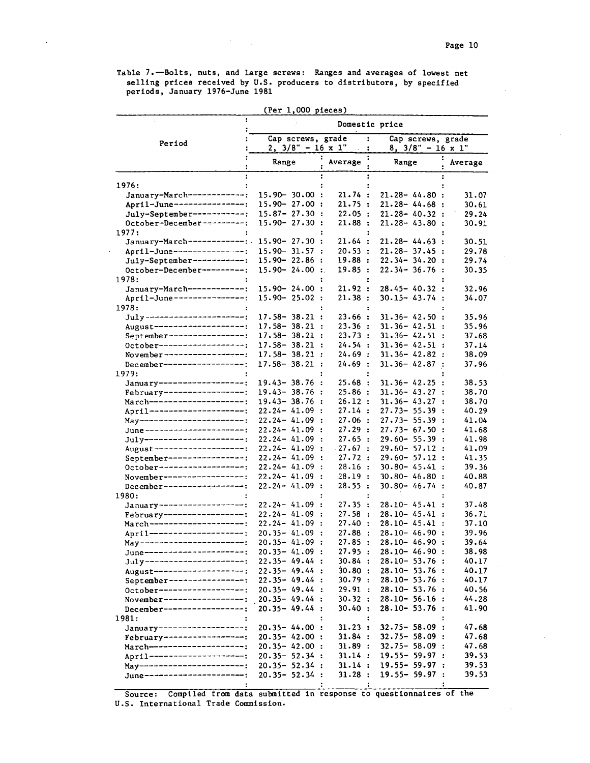Table 7.--Bolts, nuts, and large screws: Ranges and averages of lowest net selling prices received by U.S. producers to distributors, by specified periods, January 1976-June 1981

(Per 1,000 pieces)

| Period | Domestic price | | | |
|---|---|---|---|---|
| | Cap screws, grade 2, 3/8" - 16 x 1" | | Cap screws, grade 8, 3/8" - 16 x 1" | |
| | Range | Average | Range | Average |
| 1976: | | | | |
| January-March | 15.90- 30.00 | 21.74 | 21.28- 44.80 | 31.07 |
| April-June | 15.90- 27.00 | 21.75 | 21.28- 44.68 | 30.61 |
| July-September | 15.87- 27.30 | 22.05 | 21.28- 40.32 | 29.24 |
| October-December | 15.90- 27.30 | 21.88 | 21.28- 43.80 | 30.91 |
| 1977: | | | | |
| January-March | 15.90- 27.30 | 21.64 | 21.28- 44.63 | 30.51 |
| April-June | 15.90- 31.57 | 20.53 | 21.28- 37.45 | 29.78 |
| July-September | 15.90- 22.86 | 19.88 | 22.34- 34.20 | 29.74 |
| October-December | 15.90- 24.00 | 19.85 | 22.34- 36.76 | 30.35 |
| 1978: | | | | |
| January-March | 15.90- 24.00 | 21.92 | 28.45- 40.32 | 32.96 |
| April-June | 15.90- 25.02 | 21.38 | 30.15- 43.74 | 34.07 |
| 1978: | | | | |
| July | 17.58- 38.21 | 23.66 | 31.36- 42.50 | 35.96 |
| August | 17.58- 38.21 | 23.36 | 31.36- 42.51 | 35.96 |
| September | 17.58- 38.21 | 23.73 | 31.36- 42.51 | 37.68 |
| October | 17.58- 38.21 | 24.54 | 31.36- 42.51 | 37.14 |
| November | 17.58- 38.21 | 24.69 | 31.36- 42.82 | 38.09 |
| December | 17.58- 38.21 | 24.69 | 31.36- 42.87 | 37.96 |
| 1979: | | | | |
| January | 19.43- 38.76 | 25.68 | 31.36- 42.25 | 38.53 |
| February | 19.43- 38.76 | 25.86 | 31.36- 43.27 | 38.70 |
| March | 19.43- 38.76 | 26.12 | 31.36- 43.27 | 38.70 |
| April | 22.24- 41.09 | 27.14 | 27.73- 55.39 | 40.29 |
| May | 22.24- 41.09 | 27.06 | 27.73- 55.39 | 41.04 |
| June | 22.24- 41.09 | 27.29 | 27.73- 67.50 | 41.68 |
| July | 22.24- 41.09 | 27.65 | 29.60- 55.39 | 41.98 |
| August | 22.24- 41.09 | 27.67 | 29.60- 57.12 | 41.09 |
| September | 22.24- 41.09 | 27.72 | 29.60- 57.12 | 41.35 |
| October | 22.24- 41.09 | 28.16 | 30.80- 45.41 | 39.36 |
| November | 22.24- 41.09 | 28.19 | 30.80- 46.80 | 40.88 |
| December | 22.24- 41.09 | 28.55 | 30.80- 46.74 | 40.87 |
| 1980: | | | | |
| January | 22.24- 41.09 | 27.35 | 28.10- 45.41 | 37.48 |
| February | 22.24- 41.09 | 27.58 | 28.10- 45.41 | 36.71 |
| March | 22.24- 41.09 | 27.40 | 28.10- 45.41 | 37.10 |
| April | 20.35- 41.09 | 27.88 | 28.10- 46.90 | 39.96 |
| May | 20.35- 41.09 | 27.85 | 28.10- 46.90 | 39.64 |
| June | 20.35- 41.09 | 27.95 | 28.10- 46.90 | 38.98 |
| July | 22.35- 49.44 | 30.84 | 28.10- 53.76 | 40.17 |
| August | 22.35- 49.44 | 30.80 | 28.10- 53.76 | 40.17 |
| September | 22.35- 49.44 | 30.79 | 28.10- 53.76 | 40.17 |
| October | 20.35- 49.44 | 29.91 | 28.10- 53.76 | 40.56 |
| November | 20.35- 49.44 | 30.32 | 28.10- 56.16 | 44.28 |
| December | 20.35- 49.44 | 30.40 | 28.10- 53.76 | 41.90 |
| 1981: | | | | |
| January | 20.35- 44.00 | 31.23 | 32.75- 58.09 | 47.68 |
| February | 20.35- 42.00 | 31.84 | 32.75- 58.09 | 47.68 |
| March | 20.35- 42.00 | 31.89 | 32.75- 58.09 | 47.68 |
| April | 20.35- 52.34 | 31.14 | 19.55- 59.97 | 39.53 |
| May | 20.35- 52.34 | 31.14 | 19.55- 59.97 | 39.53 |
| June | 20.35- 52.34 | 31.28 | 19.55- 59.97 | 39.53 |

Source: Compiled from data submitted in response to questionnaires of the U.S. International Trade Commission.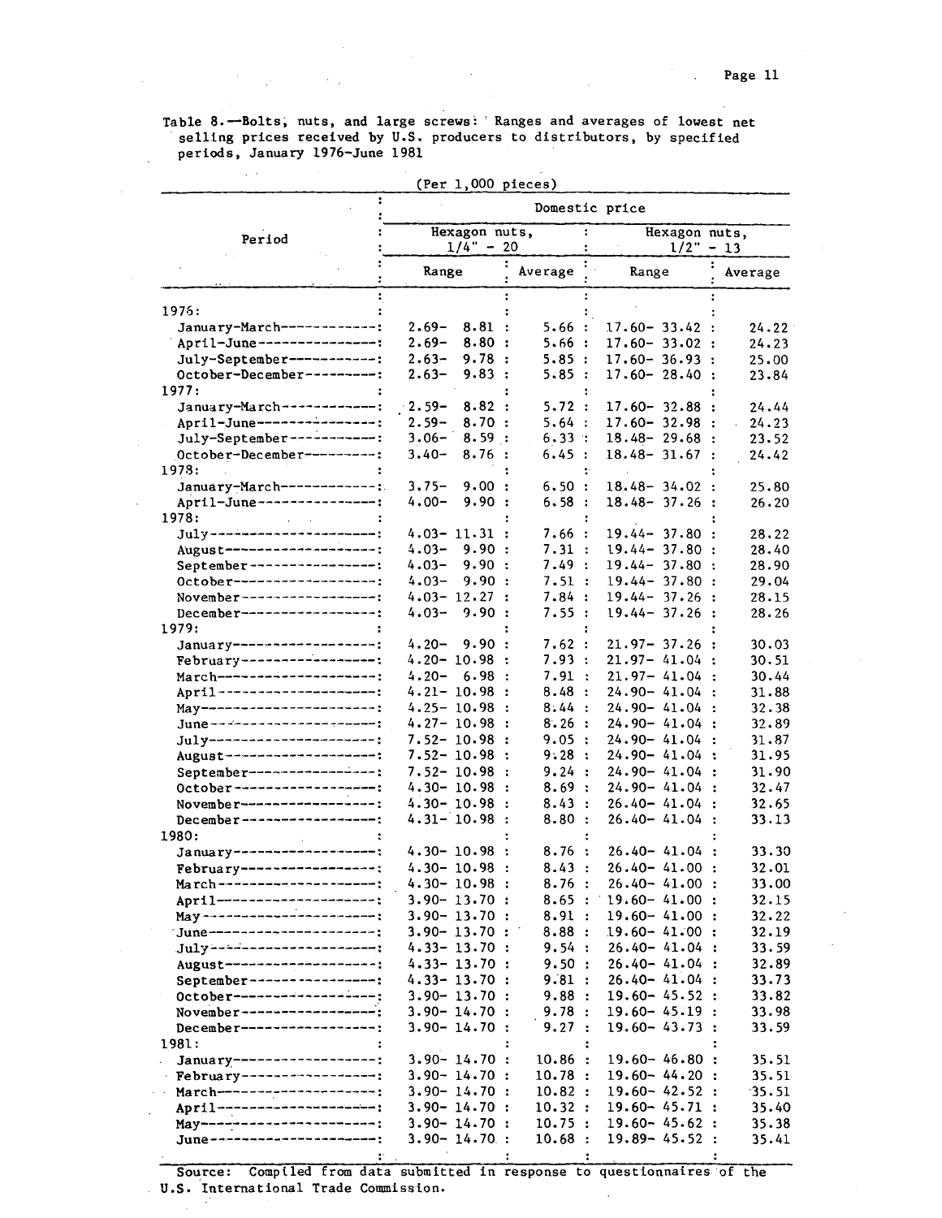Table 8.—Bolts, nuts, and large screws: Ranges and averages of lowest net selling prices received by U.S. producers to distributors, by specified periods, January 1976-June 1981

(Per 1,000 pieces)

| Period | Domestic price | | | |
|---|---|---|---|---|
| | Hexagon nuts, 1/4" - 20 | | Hexagon nuts, 1/2" - 13 | |
| | Range | Average | Range | Average |
| 1976: | | | | |
| January-March | 2.69- 8.81 | 5.66 | 17.60- 33.42 | 24.22 |
| April-June | 2.69- 8.80 | 5.66 | 17.60- 33.02 | 24.23 |
| July-September | 2.63- 9.78 | 5.85 | 17.60- 36.93 | 25.00 |
| October-December | 2.63- 9.83 | 5.85 | 17.60- 28.40 | 23.84 |
| 1977: | | | | |
| January-March | 2.59- 8.82 | 5.72 | 17.60- 32.88 | 24.44 |
| April-June | 2.59- 8.70 | 5.64 | 17.60- 32.98 | 24.23 |
| July-September | 3.06- 8.59 | 6.33 | 18.48- 29.68 | 23.52 |
| October-December | 3.40- 8.76 | 6.45 | 18.48- 31.67 | 24.42 |
| 1978: | | | | |
| January-March | 3.75- 9.00 | 6.50 | 18.48- 34.02 | 25.80 |
| April-June | 4.00- 9.90 | 6.58 | 18.48- 37.26 | 26.20 |
| 1978: | | | | |
| July | 4.03- 11.31 | 7.66 | 19.44- 37.80 | 28.22 |
| August | 4.03- 9.90 | 7.31 | 19.44- 37.80 | 28.40 |
| September | 4.03- 9.90 | 7.49 | 19.44- 37.80 | 28.90 |
| October | 4.03- 9.90 | 7.51 | 19.44- 37.80 | 29.04 |
| November | 4.03- 12.27 | 7.84 | 19.44- 37.26 | 28.15 |
| December | 4.03- 9.90 | 7.55 | 19.44- 37.26 | 28.26 |
| 1979: | | | | |
| January | 4.20- 9.90 | 7.62 | 21.97- 37.26 | 30.03 |
| February | 4.20- 10.98 | 7.93 | 21.97- 41.04 | 30.51 |
| March | 4.20- 6.98 | 7.91 | 21.97- 41.04 | 30.44 |
| April | 4.21- 10.98 | 8.48 | 24.90- 41.04 | 31.88 |
| May | 4.25- 10.98 | 8.44 | 24.90- 41.04 | 32.38 |
| June | 4.27- 10.98 | 8.26 | 24.90- 41.04 | 32.89 |
| July | 7.52- 10.98 | 9.05 | 24.90- 41.04 | 31.87 |
| August | 7.52- 10.98 | 9.28 | 24.90- 41.04 | 31.95 |
| September | 7.52- 10.98 | 9.24 | 24.90- 41.04 | 31.90 |
| October | 4.30- 10.98 | 8.69 | 24.90- 41.04 | 32.47 |
| November | 4.30- 10.98 | 8.43 | 26.40- 41.04 | 32.65 |
| December | 4.31- 10.98 | 8.80 | 26.40- 41.04 | 33.13 |
| 1980: | | | | |
| January | 4.30- 10.98 | 8.76 | 26.40- 41.04 | 33.30 |
| February | 4.30- 10.98 | 8.43 | 26.40- 41.00 | 32.01 |
| March | 4.30- 10.98 | 8.76 | 26.40- 41.00 | 33.00 |
| April | 3.90- 13.70 | 8.65 | 19.60- 41.00 | 32.15 |
| May | 3.90- 13.70 | 8.91 | 19.60- 41.00 | 32.22 |
| June | 3.90- 13.70 | 8.88 | 19.60- 41.00 | 32.19 |
| July | 4.33- 13.70 | 9.54 | 26.40- 41.04 | 33.59 |
| August | 4.33- 13.70 | 9.50 | 26.40- 41.04 | 32.89 |
| September | 4.33- 13.70 | 9.81 | 26.40- 41.04 | 33.73 |
| October | 3.90- 13.70 | 9.88 | 19.60- 45.52 | 33.82 |
| November | 3.90- 14.70 | 9.78 | 19.60- 45.19 | 33.98 |
| December | 3.90- 14.70 | 9.27 | 19.60- 43.73 | 33.59 |
| 1981: | | | | |
| January | 3.90- 14.70 | 10.86 | 19.60- 46.80 | 35.51 |
| February | 3.90- 14.70 | 10.78 | 19.60- 44.20 | 35.51 |
| March | 3.90- 14.70 | 10.82 | 19.60- 42.52 | 35.51 |
| April | 3.90- 14.70 | 10.32 | 19.60- 45.71 | 35.40 |
| May | 3.90- 14.70 | 10.75 | 19.60- 45.62 | 35.38 |
| June | 3.90- 14.70 | 10.68 | 19.89- 45.52 | 35.41 |

Source: Compiled from data submitted in response to questionnaires of the U.S. International Trade Commission.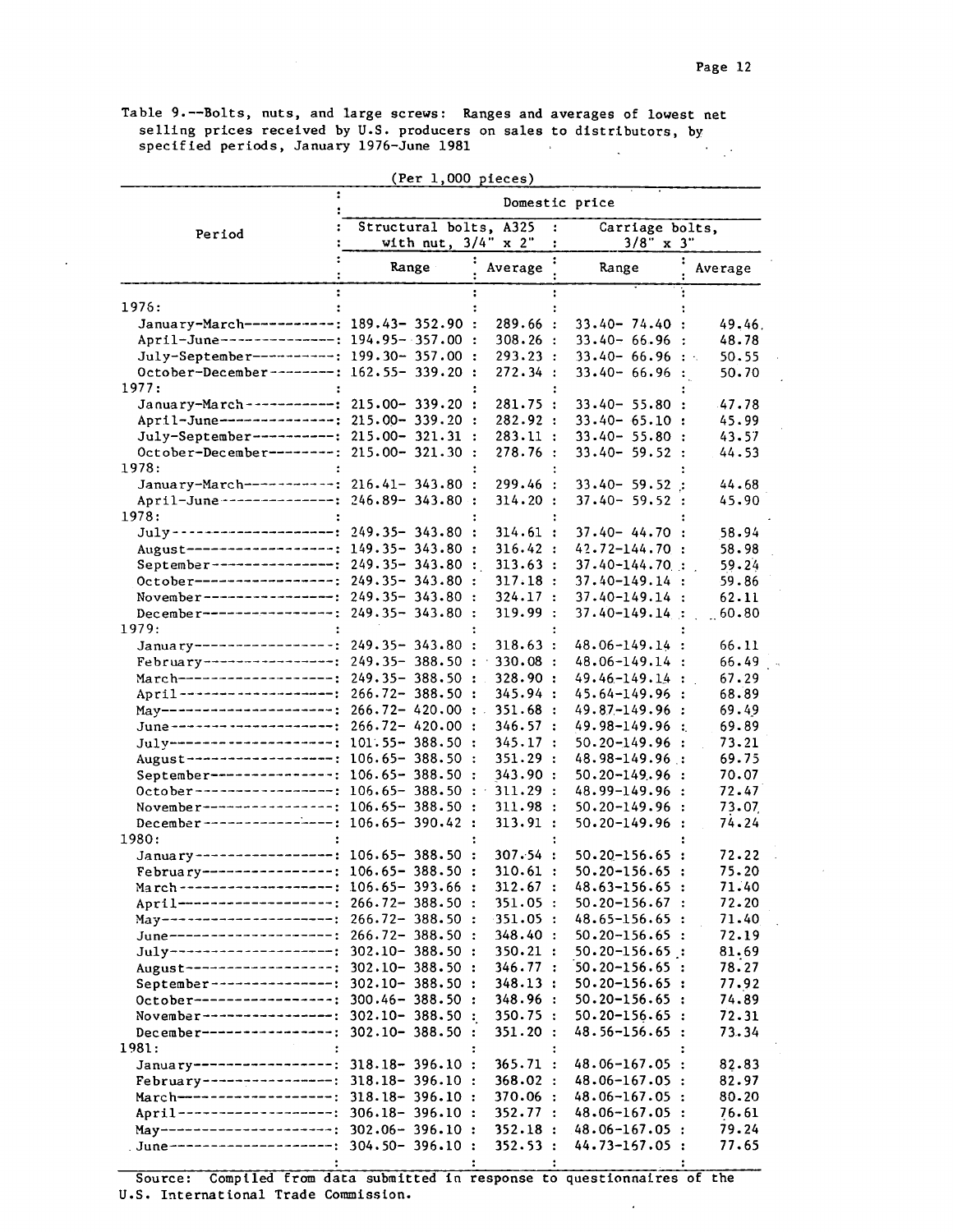Table 9.--Bolts, nuts, and large screws: Ranges and averages of lowest net selling prices received by U.S. producers on sales to distributors, by specified periods, January 1976-June 1981

(Per 1,000 pieces)

| Period | Domestic price | | | |
|---|---|---|---|---|
| | Structural bolts, A325 with nut, 3/4" x 2" | | Carriage bolts, 3/8" x 3" | |
| | Range | Average | Range | Average |
| 1976: | | | | |
| January-March | 189.43- 352.90 | 289.66 | 33.40- 74.40 | 49.46 |
| April-June | 194.95- 357.00 | 308.26 | 33.40- 66.96 | 48.78 |
| July-September | 199.30- 357.00 | 293.23 | 33.40- 66.96 | 50.55 |
| October-December | 162.55- 339.20 | 272.34 | 33.40- 66.96 | 50.70 |
| 1977: | | | | |
| January-March | 215.00- 339.20 | 281.75 | 33.40- 55.80 | 47.78 |
| April-June | 215.00- 339.20 | 282.92 | 33.40- 65.10 | 45.99 |
| July-September | 215.00- 321.31 | 283.11 | 33.40- 55.80 | 43.57 |
| October-December | 215.00- 321.30 | 278.76 | 33.40- 59.52 | 44.53 |
| 1978: | | | | |
| January-March | 216.41- 343.80 | 299.46 | 33.40- 59.52 | 44.68 |
| April-June | 246.89- 343.80 | 314.20 | 37.40- 59.52 | 45.90 |
| 1978: | | | | |
| July | 249.35- 343.80 | 314.61 | 37.40- 44.70 | 58.94 |
| August | 149.35- 343.80 | 316.42 | 42.72-144.70 | 58.98 |
| September | 249.35- 343.80 | 313.63 | 37.40-144.70 | 59.24 |
| October | 249.35- 343.80 | 317.18 | 37.40-149.14 | 59.86 |
| November | 249.35- 343.80 | 324.17 | 37.40-149.14 | 62.11 |
| December | 249.35- 343.80 | 319.99 | 37.40-149.14 | 60.80 |
| 1979: | | | | |
| January | 249.35- 343.80 | 318.63 | 48.06-149.14 | 66.11 |
| February | 249.35- 388.50 | 330.08 | 48.06-149.14 | 66.49 |
| March | 249.35- 388.50 | 328.90 | 49.46-149.14 | 67.29 |
| April | 266.72- 388.50 | 345.94 | 45.64-149.96 | 68.89 |
| May | 266.72- 420.00 | 351.68 | 49.87-149.96 | 69.49 |
| June | 266.72- 420.00 | 346.57 | 49.98-149.96 | 69.89 |
| July | 101.55- 388.50 | 345.17 | 50.20-149.96 | 73.21 |
| August | 106.65- 388.50 | 351.29 | 48.98-149.96 | 69.75 |
| September | 106.65- 388.50 | 343.90 | 50.20-149.96 | 70.07 |
| October | 106.65- 388.50 | 311.29 | 48.99-149.96 | 72.47 |
| November | 106.65- 388.50 | 311.98 | 50.20-149.96 | 73.07 |
| December | 106.65- 390.42 | 313.91 | 50.20-149.96 | 74.24 |
| 1980: | | | | |
| January | 106.65- 388.50 | 307.54 | 50.20-156.65 | 72.22 |
| February | 106.65- 388.50 | 310.61 | 50.20-156.65 | 75.20 |
| March | 106.65- 393.66 | 312.67 | 48.63-156.65 | 71.40 |
| April | 266.72- 388.50 | 351.05 | 50.20-156.67 | 72.20 |
| May | 266.72- 388.50 | 351.05 | 48.65-156.65 | 71.40 |
| June | 266.72- 388.50 | 348.40 | 50.20-156.65 | 72.19 |
| July | 302.10- 388.50 | 350.21 | 50.20-156.65 | 81.69 |
| August | 302.10- 388.50 | 346.77 | 50.20-156.65 | 78.27 |
| September | 302.10- 388.50 | 348.13 | 50.20-156.65 | 77.92 |
| October | 300.46- 388.50 | 348.96 | 50.20-156.65 | 74.89 |
| November | 302.10- 388.50 | 350.75 | 50.20-156.65 | 72.31 |
| December | 302.10- 388.50 | 351.20 | 48.56-156.65 | 73.34 |
| 1981: | | | | |
| January | 318.18- 396.10 | 365.71 | 48.06-167.05 | 82.83 |
| February | 318.18- 396.10 | 368.02 | 48.06-167.05 | 82.97 |
| March | 318.18- 396.10 | 370.06 | 48.06-167.05 | 80.20 |
| April | 306.18- 396.10 | 352.77 | 48.06-167.05 | 76.61 |
| May | 302.06- 396.10 | 352.18 | 48.06-167.05 | 79.24 |
| June | 304.50- 396.10 | 352.53 | 44.73-167.05 | 77.65 |

Source: Compiled from data submitted in response to questionnaires of the U.S. International Trade Commission.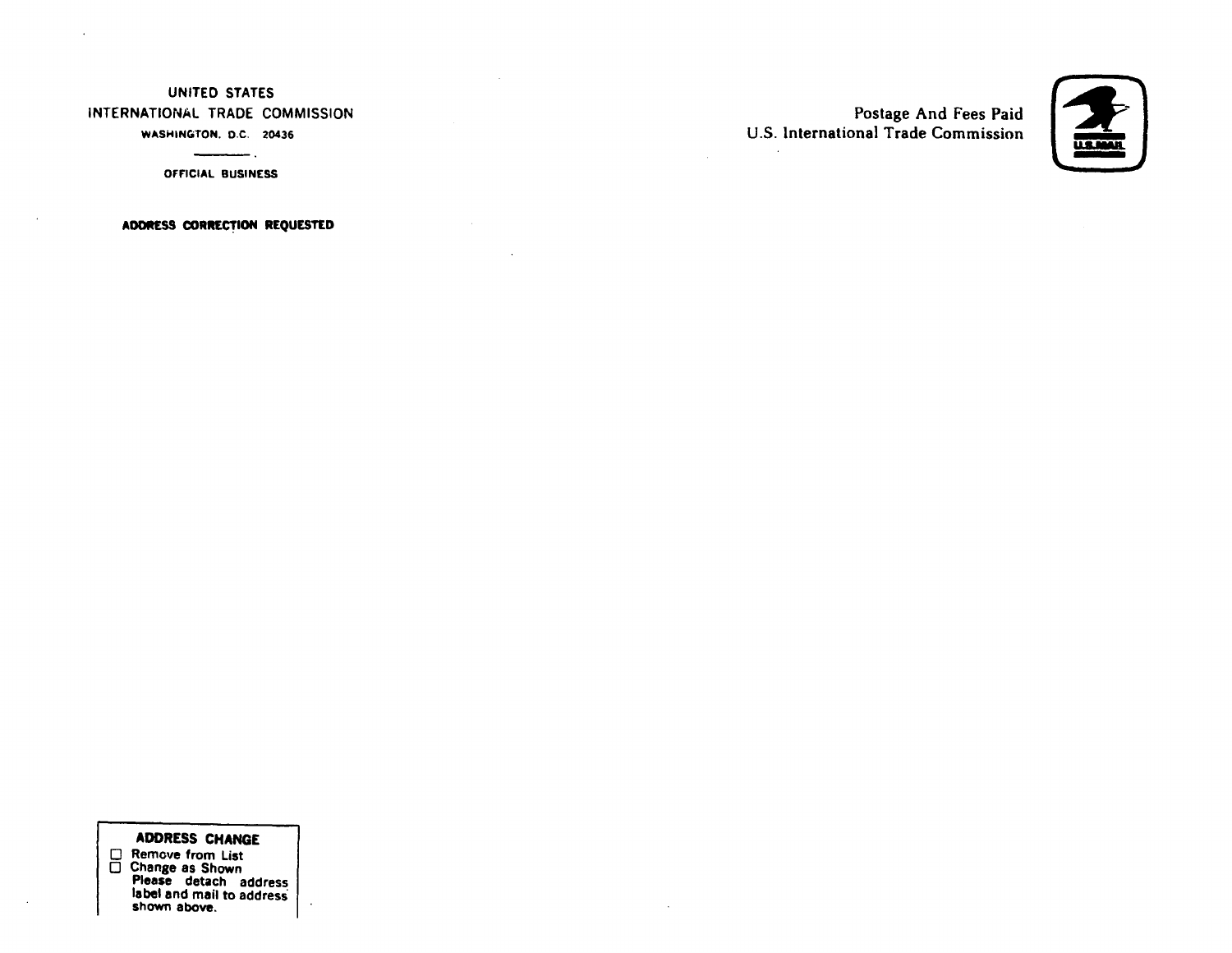UNITED STATES
INTERNATIONAL TRADE COMMISSION
WASHINGTON, D.C. 20436

OFFICIAL BUSINESS

**ADDRESS CORRECTION REQUESTED**

Postage And Fees Paid
U.S. International Trade Commission

U.S. MAIL

**ADDRESS CHANGE**

- ☐ Remove from List
- ☐ Change as Shown

Please detach address label and mail to address shown above.